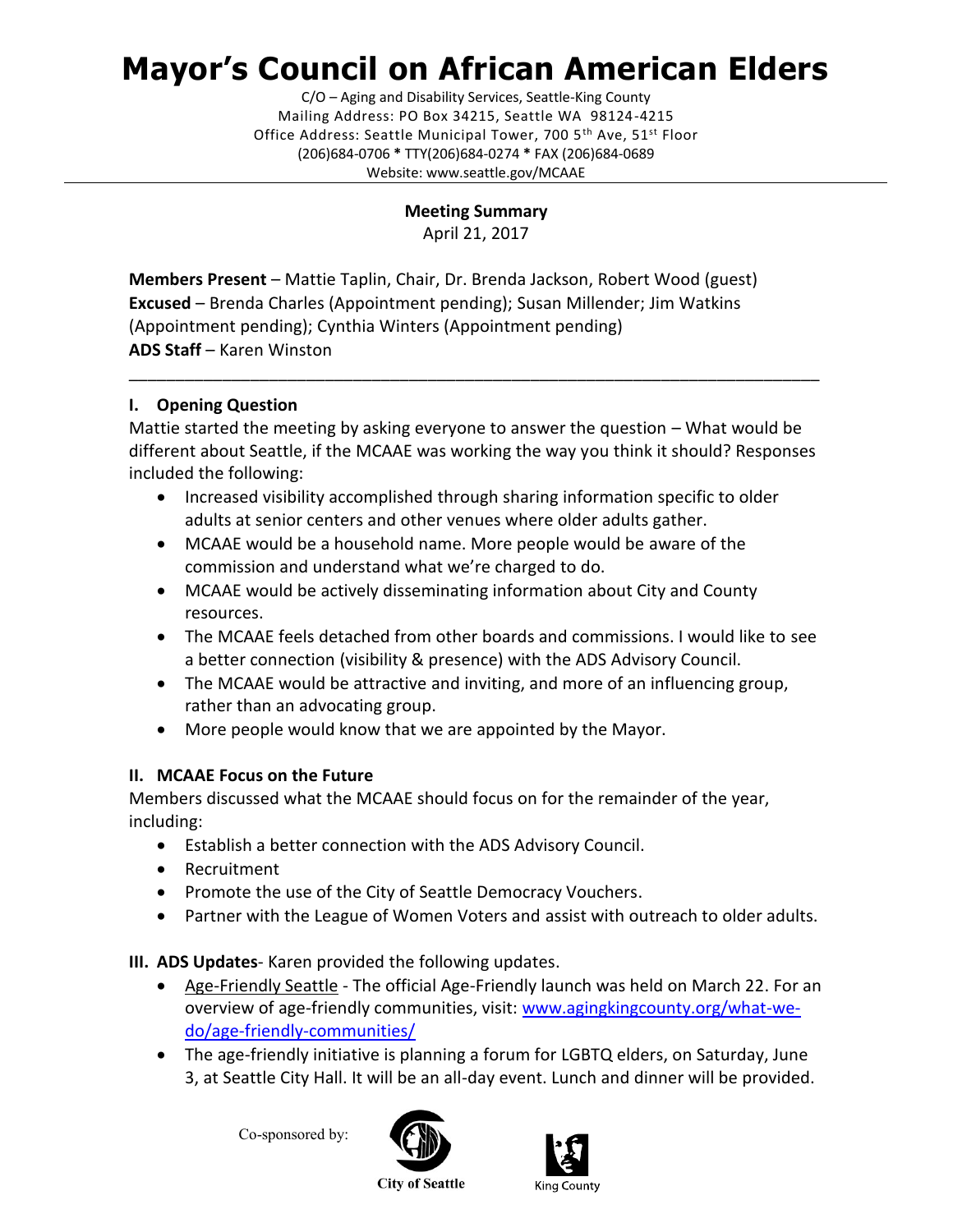# Mayor's Council on African American Elders

C/O – Aging and Disability Services, Seattle-King County
Mailing Address: PO Box 34215, Seattle WA 98124-4215
Office Address: Seattle Municipal Tower, 700 5th Ave, 51st Floor
(206)684-0706 * TTY(206)684-0274 * FAX (206)684-0689
Website: www.seattle.gov/MCAAE

---

**Meeting Summary**
April 21, 2017

**Members Present** – Mattie Taplin, Chair, Dr. Brenda Jackson, Robert Wood (guest)
**Excused** – Brenda Charles (Appointment pending); Susan Millender; Jim Watkins (Appointment pending); Cynthia Winters (Appointment pending)
**ADS Staff** – Karen Winston

---

## I. Opening Question

Mattie started the meeting by asking everyone to answer the question – What would be different about Seattle, if the MCAAE was working the way you think it should? Responses included the following:

- Increased visibility accomplished through sharing information specific to older adults at senior centers and other venues where older adults gather.
- MCAAE would be a household name. More people would be aware of the commission and understand what we're charged to do.
- MCAAE would be actively disseminating information about City and County resources.
- The MCAAE feels detached from other boards and commissions. I would like to see a better connection (visibility & presence) with the ADS Advisory Council.
- The MCAAE would be attractive and inviting, and more of an influencing group, rather than an advocating group.
- More people would know that we are appointed by the Mayor.

## II. MCAAE Focus on the Future

Members discussed what the MCAAE should focus on for the remainder of the year, including:

- Establish a better connection with the ADS Advisory Council.
- Recruitment
- Promote the use of the City of Seattle Democracy Vouchers.
- Partner with the League of Women Voters and assist with outreach to older adults.

## III. ADS Updates- Karen provided the following updates.

- Age-Friendly Seattle - The official Age-Friendly launch was held on March 22. For an overview of age-friendly communities, visit: [www.agingkingcounty.org/what-we-do/age-friendly-communities/](http://www.agingkingcounty.org/what-we-do/age-friendly-communities/)
- The age-friendly initiative is planning a forum for LGBTQ elders, on Saturday, June 3, at Seattle City Hall. It will be an all-day event. Lunch and dinner will be provided.

Co-sponsored by: City of Seattle, King County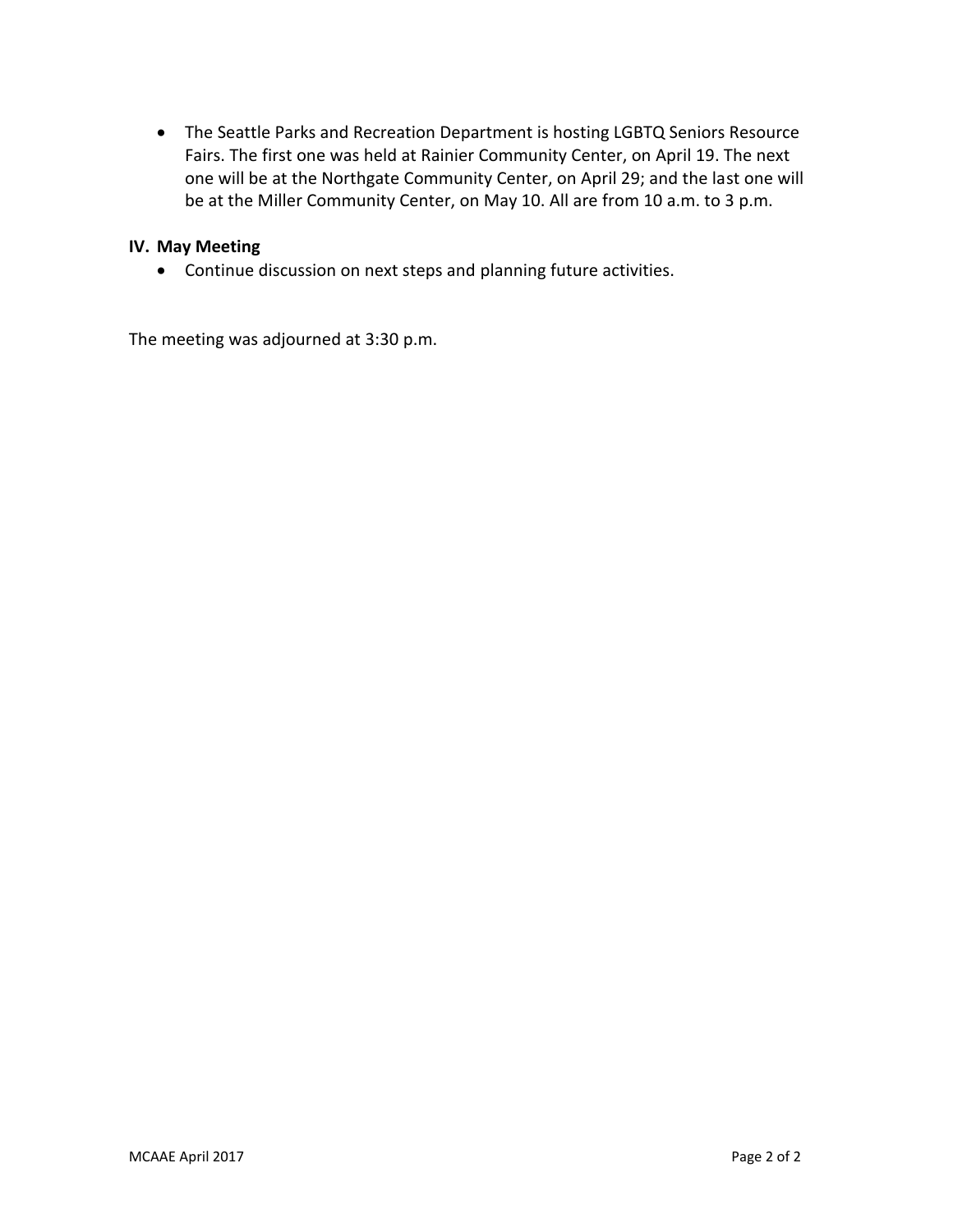- The Seattle Parks and Recreation Department is hosting LGBTQ Seniors Resource Fairs. The first one was held at Rainier Community Center, on April 19. The next one will be at the Northgate Community Center, on April 29; and the last one will be at the Miller Community Center, on May 10. All are from 10 a.m. to 3 p.m.

## IV. May Meeting

- Continue discussion on next steps and planning future activities.

The meeting was adjourned at 3:30 p.m.